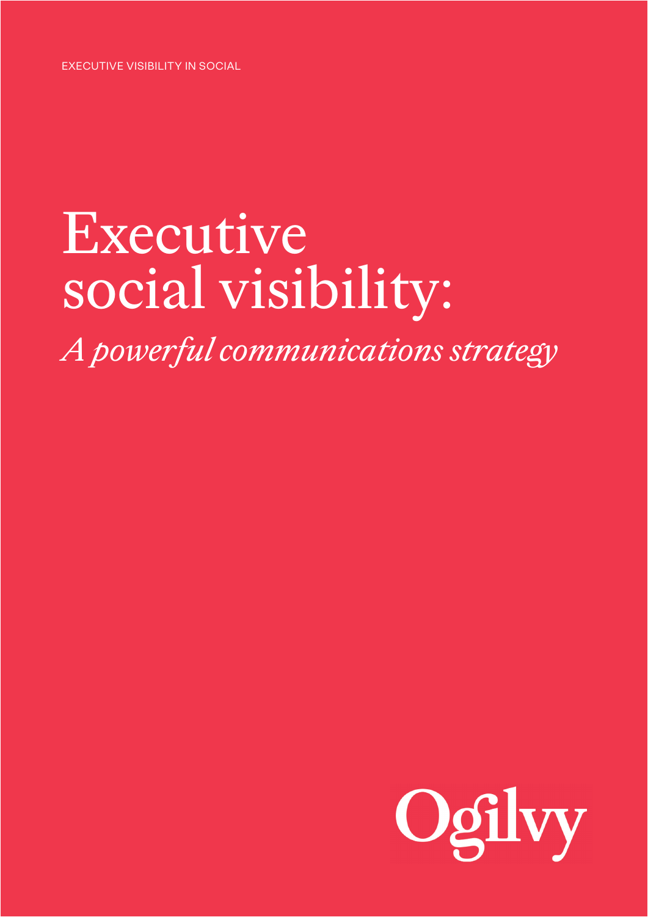EXECUTIVE VISIBILITY IN SOCIAL

# Executive social visibility:

*A powerful communications strategy*

Ogilvy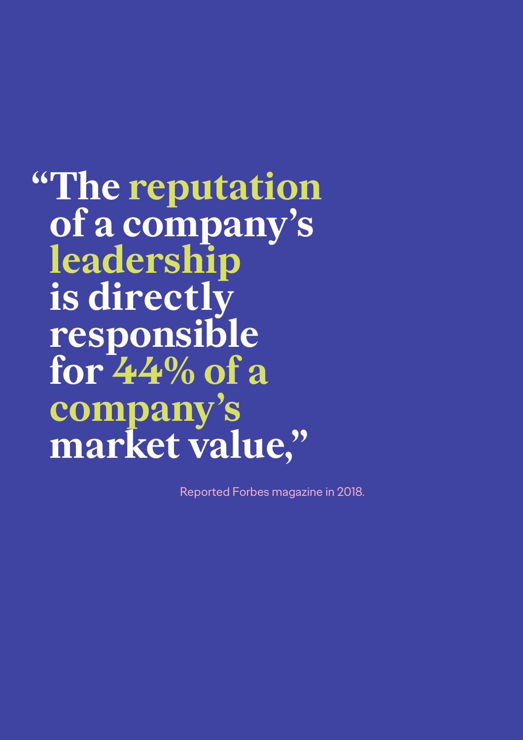# "The reputation of a company's leadership is directly responsible for 44% of a company's market value,"

Reported Forbes magazine in 2018.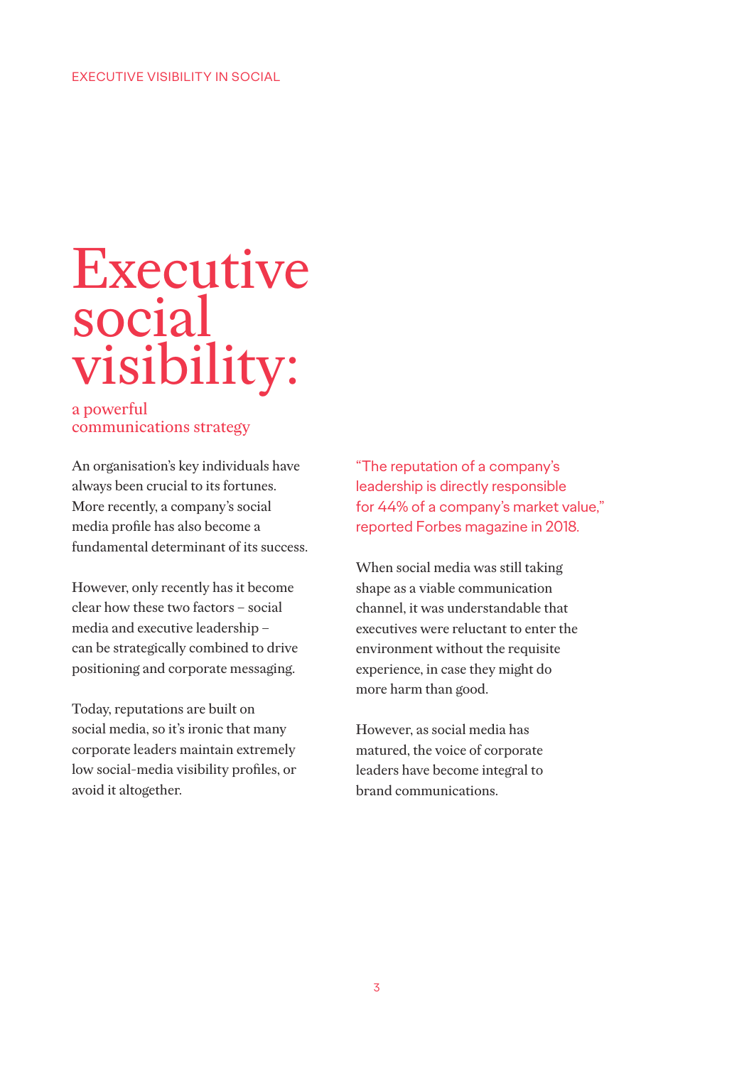# Executive social visibility:

## a powerful communications strategy

An organisation's key individuals have always been crucial to its fortunes. More recently, a company's social media profile has also become a fundamental determinant of its success.

However, only recently has it become clear how these two factors – social media and executive leadership – can be strategically combined to drive positioning and corporate messaging.

Today, reputations are built on social media, so it's ironic that many corporate leaders maintain extremely low social-media visibility profiles, or avoid it altogether.

"The reputation of a company's leadership is directly responsible for 44% of a company's market value," reported Forbes magazine in 2018.

When social media was still taking shape as a viable communication channel, it was understandable that executives were reluctant to enter the environment without the requisite experience, in case they might do more harm than good.

However, as social media has matured, the voice of corporate leaders have become integral to brand communications.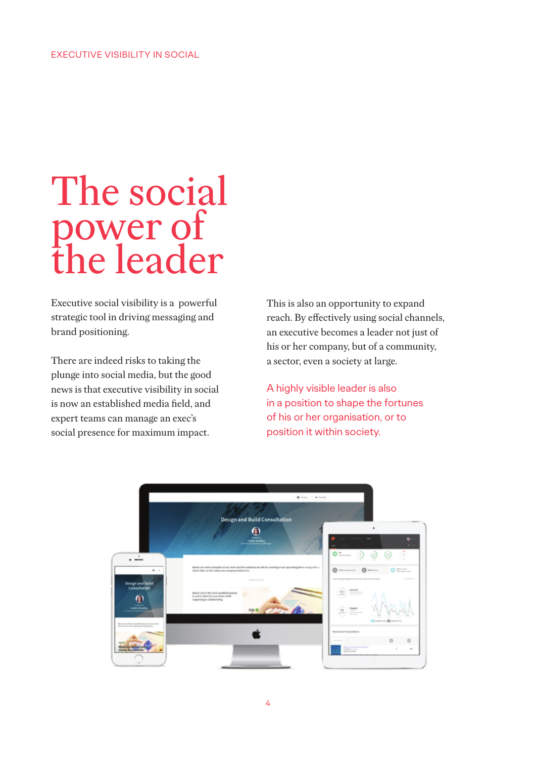# The social power of the leader

Executive social visibility is a powerful strategic tool in driving messaging and brand positioning.

There are indeed risks to taking the plunge into social media, but the good news is that executive visibility in social is now an established media field, and expert teams can manage an exec's social presence for maximum impact.

This is also an opportunity to expand reach. By effectively using social channels, an executive becomes a leader not just of his or her company, but of a community, a sector, even a society at large.

A highly visible leader is also in a position to shape the fortunes of his or her organisation, or to position it within society.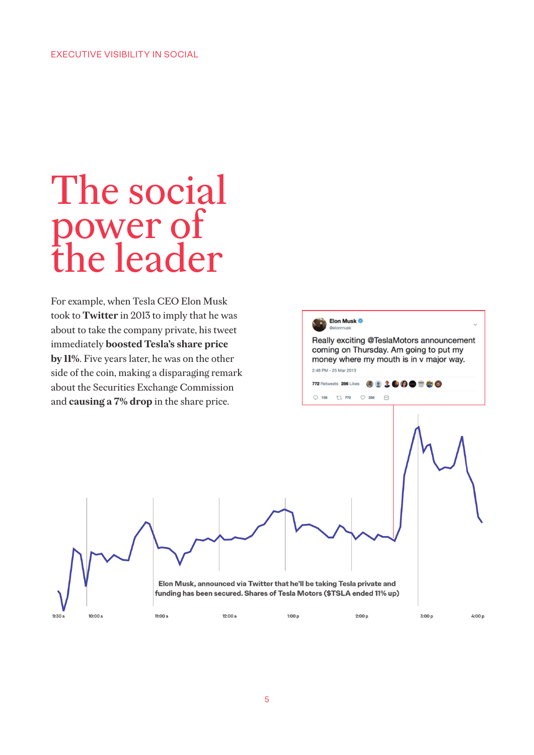# The social power of the leader

For example, when Tesla CEO Elon Musk took to **Twitter** in 2013 to imply that he was about to take the company private, his tweet immediately **boosted Tesla's share price by 11%**. Five years later, he was on the other side of the coin, making a disparaging remark about the Securities Exchange Commission and **causing a 7% drop** in the share price.

Elon Musk
@elonmusk

Really exciting @TeslaMotors announcement coming on Thursday. Am going to put my money where my mouth is in v major way.

2:48 PM - 25 Mar 2013

772 Retweets 286 Likes

Elon Musk, announced via Twitter that he'll be taking Tesla private and funding has been secured. Shares of Tesla Motors ($TSLA ended 11% up)

9:30 a | 10:00 a | 11:00 a | 12:00 a | 1:00 p | 2:00 p | 3:00 p | 4:00 p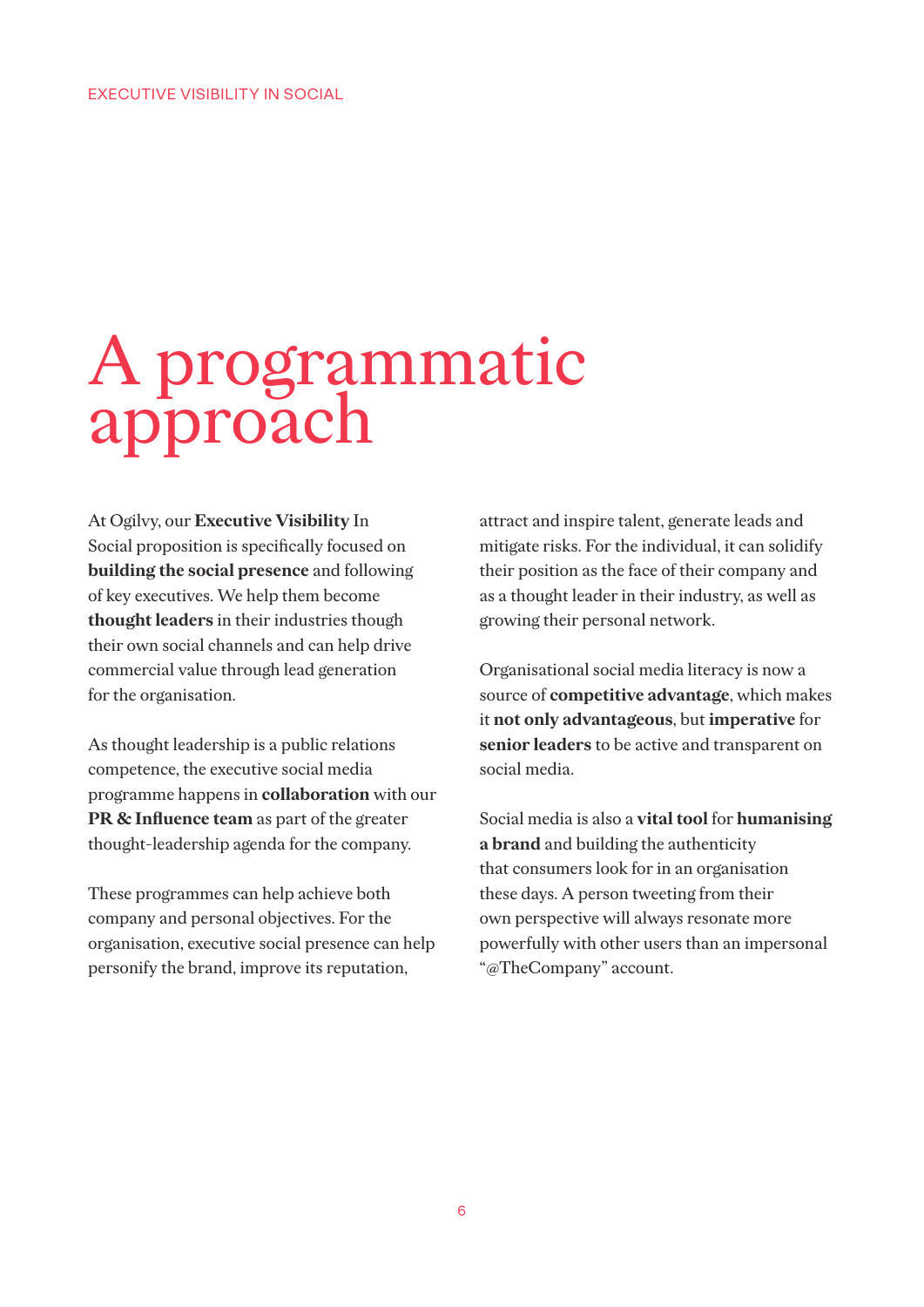# A programmatic approach

At Ogilvy, our **Executive Visibility** In Social proposition is specifically focused on **building the social presence** and following of key executives. We help them become **thought leaders** in their industries though their own social channels and can help drive commercial value through lead generation for the organisation.

As thought leadership is a public relations competence, the executive social media programme happens in **collaboration** with our **PR & Influence team** as part of the greater thought-leadership agenda for the company.

These programmes can help achieve both company and personal objectives. For the organisation, executive social presence can help personify the brand, improve its reputation, attract and inspire talent, generate leads and mitigate risks. For the individual, it can solidify their position as the face of their company and as a thought leader in their industry, as well as growing their personal network.

Organisational social media literacy is now a source of **competitive advantage**, which makes it **not only advantageous**, but **imperative** for **senior leaders** to be active and transparent on social media.

Social media is also a **vital tool** for **humanising a brand** and building the authenticity that consumers look for in an organisation these days. A person tweeting from their own perspective will always resonate more powerfully with other users than an impersonal "@TheCompany" account.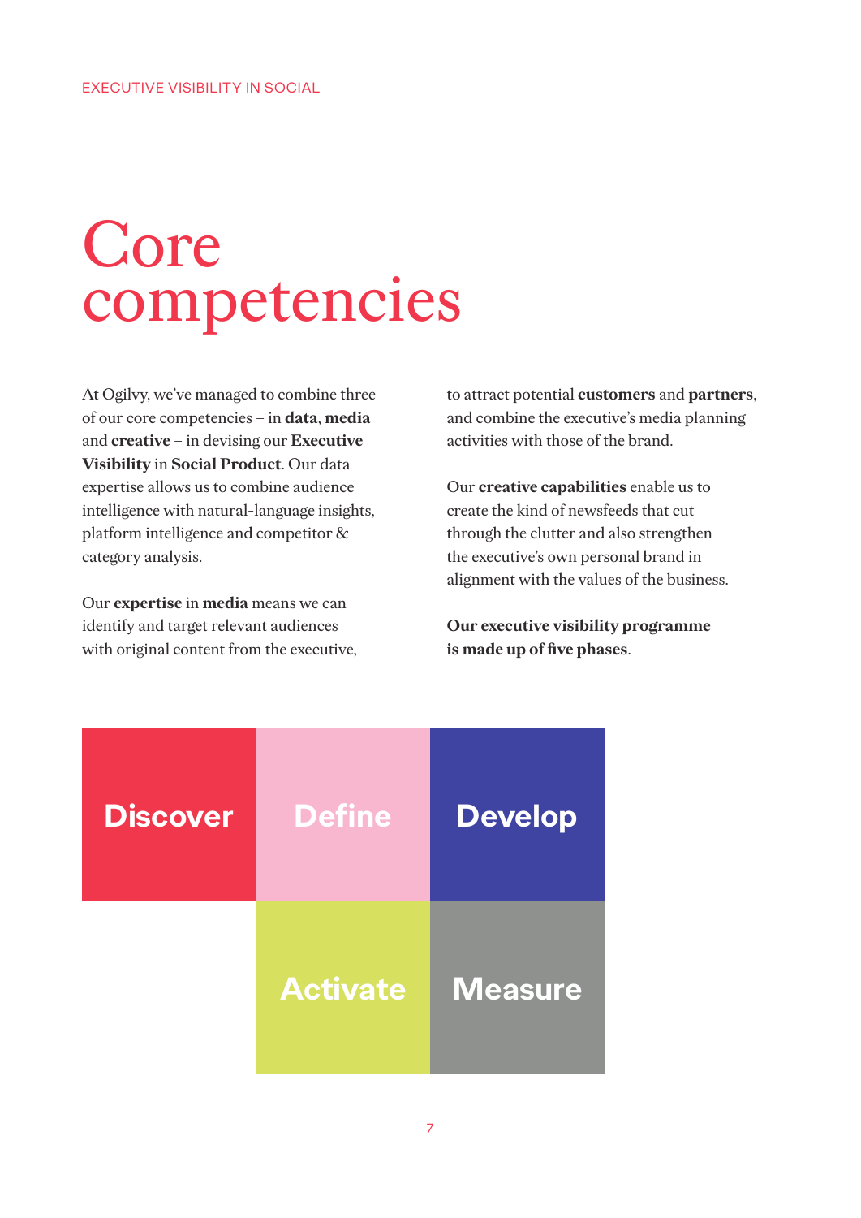# Core competencies

At Ogilvy, we've managed to combine three of our core competencies – in **data**, **media** and **creative** – in devising our **Executive Visibility** in **Social Product**. Our data expertise allows us to combine audience intelligence with natural-language insights, platform intelligence and competitor & category analysis.

Our **expertise** in **media** means we can identify and target relevant audiences with original content from the executive, to attract potential **customers** and **partners**, and combine the executive's media planning activities with those of the brand.

Our **creative capabilities** enable us to create the kind of newsfeeds that cut through the clutter and also strengthen the executive's own personal brand in alignment with the values of the business.

**Our executive visibility programme is made up of five phases**.

Discover

Define

Develop

Activate

Measure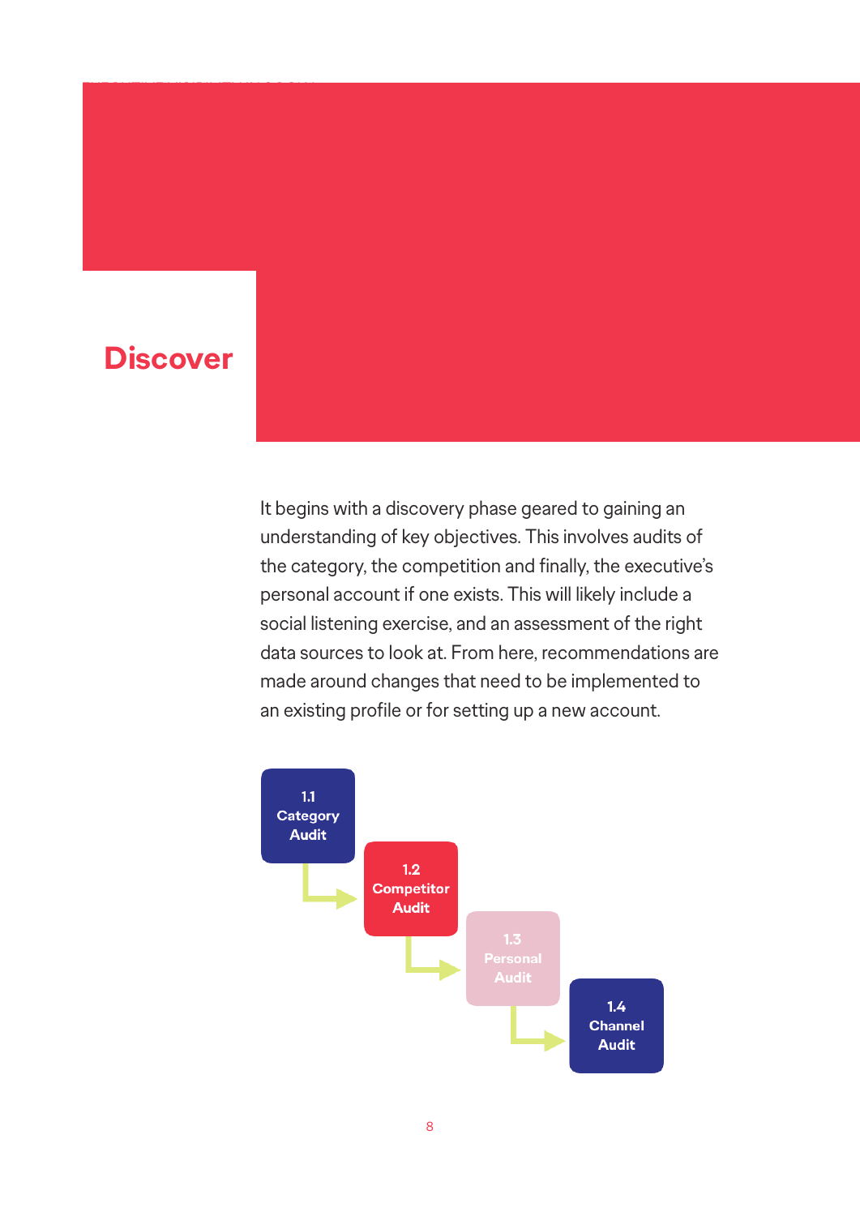# Discover

It begins with a discovery phase geared to gaining an understanding of key objectives. This involves audits of the category, the competition and finally, the executive's personal account if one exists. This will likely include a social listening exercise, and an assessment of the right data sources to look at. From here, recommendations are made around changes that need to be implemented to an existing profile or for setting up a new account.

1.1 Category Audit → 1.2 Competitor Audit → 1.3 Personal Audit → 1.4 Channel Audit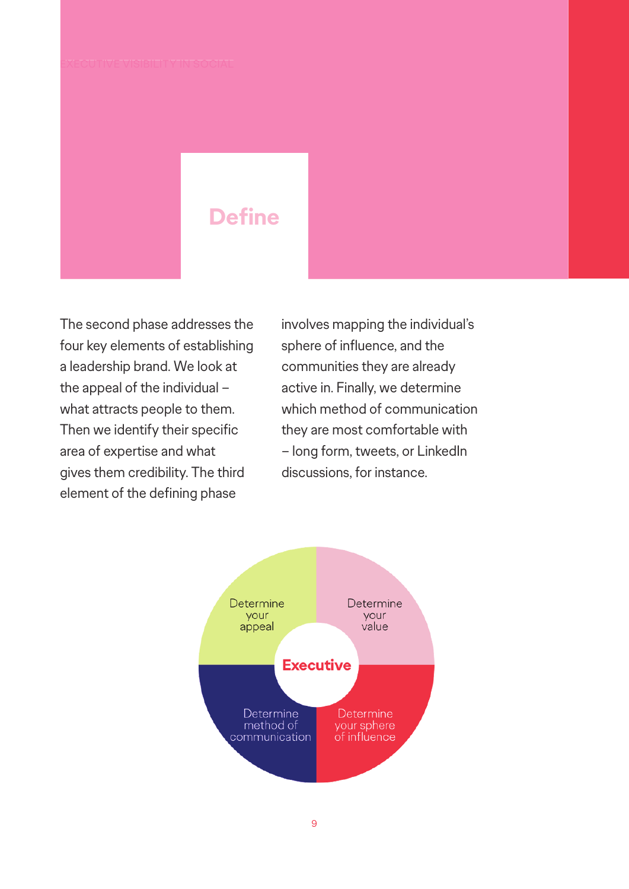# Define

The second phase addresses the four key elements of establishing a leadership brand. We look at the appeal of the individual – what attracts people to them. Then we identify their specific area of expertise and what gives them credibility. The third element of the defining phase involves mapping the individual's sphere of influence, and the communities they are already active in. Finally, we determine which method of communication they are most comfortable with – long form, tweets, or LinkedIn discussions, for instance.

**Executive**

- Determine your appeal
- Determine your value
- Determine your sphere of influence
- Determine method of communication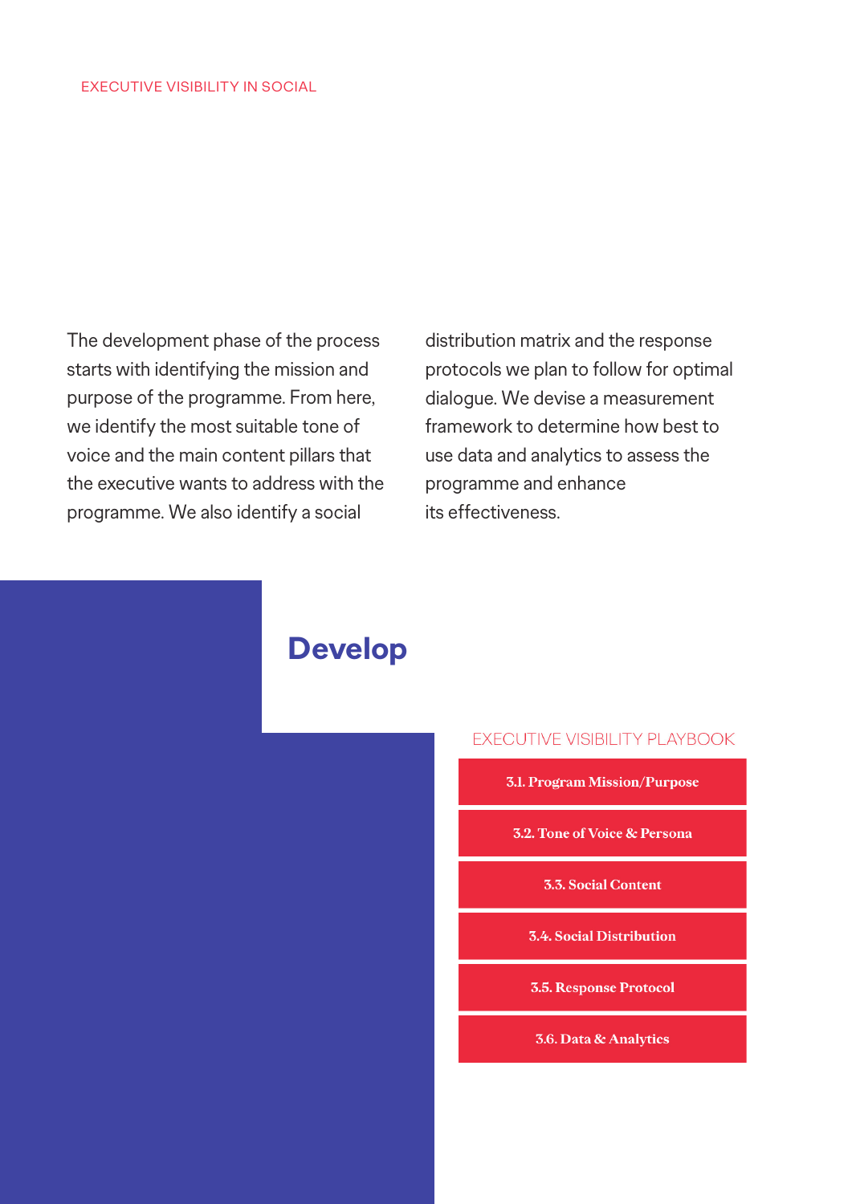The development phase of the process starts with identifying the mission and purpose of the programme. From here, we identify the most suitable tone of voice and the main content pillars that the executive wants to address with the programme. We also identify a social distribution matrix and the response protocols we plan to follow for optimal dialogue. We devise a measurement framework to determine how best to use data and analytics to assess the programme and enhance its effectiveness.

# Develop

EXECUTIVE VISIBILITY PLAYBOOK

- **3.1. Program Mission/Purpose**
- **3.2. Tone of Voice & Persona**
- **3.3. Social Content**
- **3.4. Social Distribution**
- **3.5. Response Protocol**
- **3.6. Data & Analytics**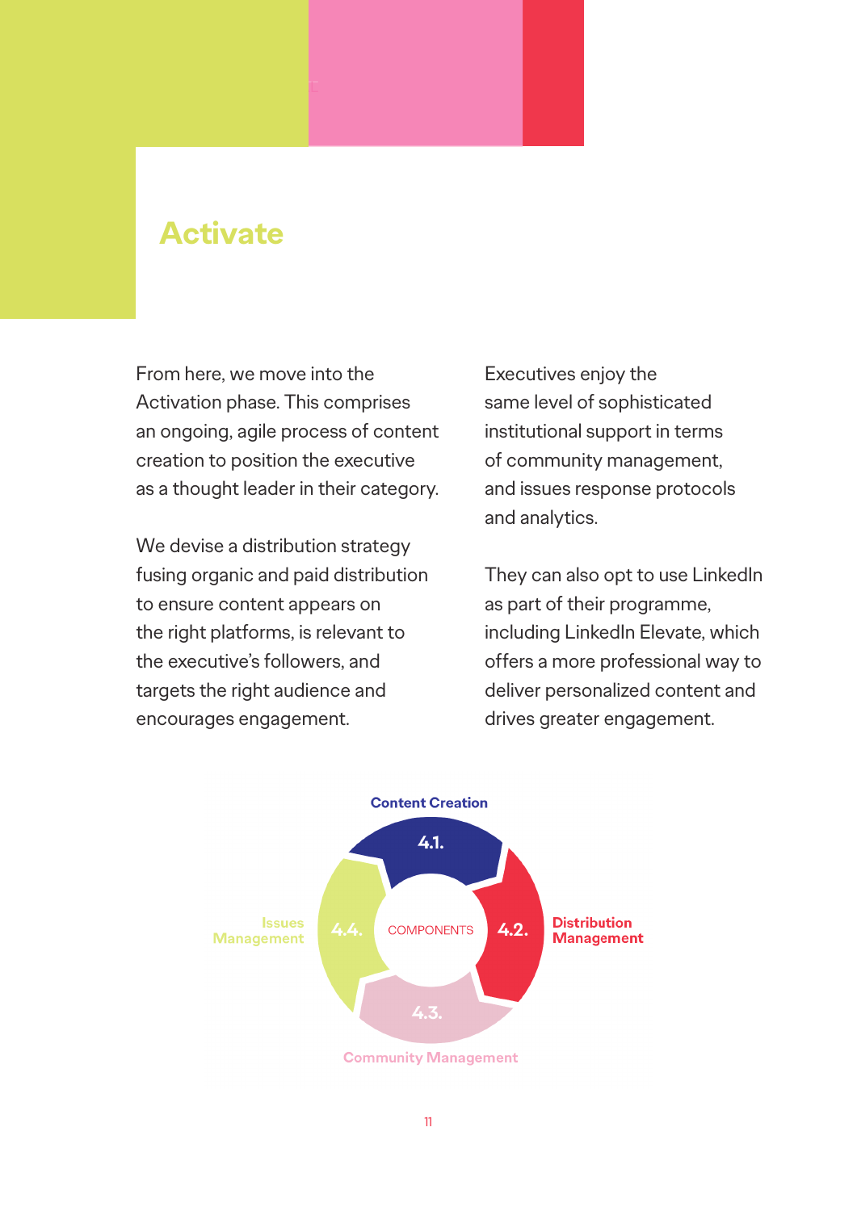# Activate

From here, we move into the Activation phase. This comprises an ongoing, agile process of content creation to position the executive as a thought leader in their category.

We devise a distribution strategy fusing organic and paid distribution to ensure content appears on the right platforms, is relevant to the executive's followers, and targets the right audience and encourages engagement.

Executives enjoy the same level of sophisticated institutional support in terms of community management, and issues response protocols and analytics.

They can also opt to use LinkedIn as part of their programme, including LinkedIn Elevate, which offers a more professional way to deliver personalized content and drives greater engagement.

COMPONENTS

- 4.1. Content Creation
- 4.2. Distribution Management
- 4.3. Community Management
- 4.4. Issues Management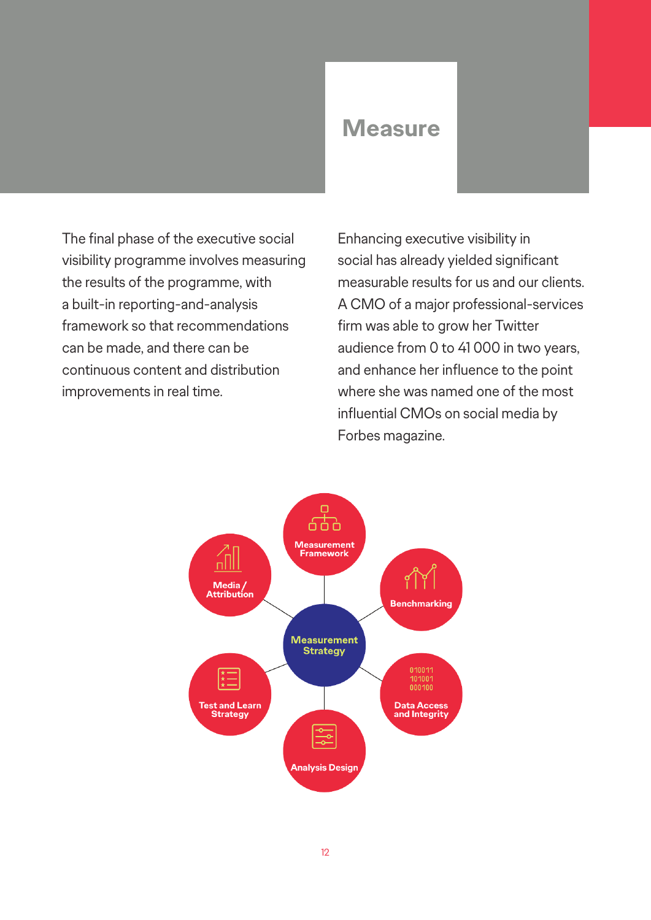# Measure

The final phase of the executive social visibility programme involves measuring the results of the programme, with a built-in reporting-and-analysis framework so that recommendations can be made, and there can be continuous content and distribution improvements in real time.

Enhancing executive visibility in social has already yielded significant measurable results for us and our clients. A CMO of a major professional-services firm was able to grow her Twitter audience from 0 to 41 000 in two years, and enhance her influence to the point where she was named one of the most influential CMOs on social media by Forbes magazine.

Measurement Strategy

- Measurement Framework
- Benchmarking
- Data Access and Integrity
- Analysis Design
- Test and Learn Strategy
- Media / Attribution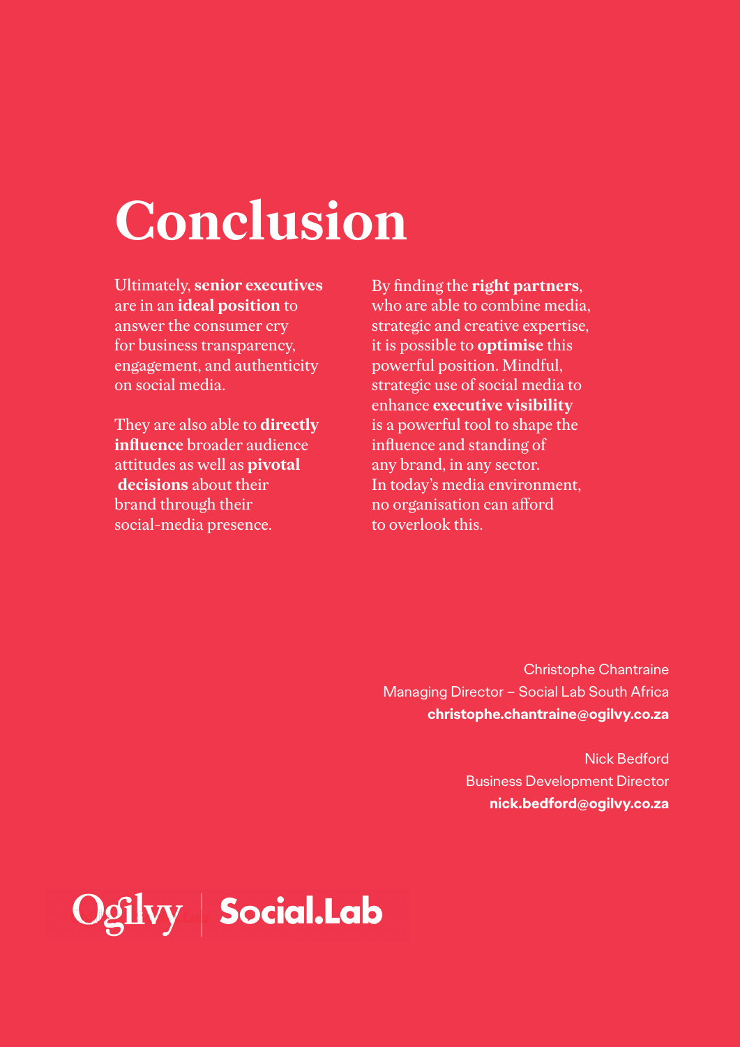# Conclusion

Ultimately, **senior executives** are in an **ideal position** to answer the consumer cry for business transparency, engagement, and authenticity on social media.

They are also able to **directly influence** broader audience attitudes as well as **pivotal decisions** about their brand through their social-media presence.

By finding the **right partners**, who are able to combine media, strategic and creative expertise, it is possible to **optimise** this powerful position. Mindful, strategic use of social media to enhance **executive visibility** is a powerful tool to shape the influence and standing of any brand, in any sector. In today's media environment, no organisation can afford to overlook this.

Christophe Chantraine
Managing Director – Social Lab South Africa
**christophe.chantraine@ogilvy.co.za**

Nick Bedford
Business Development Director
**nick.bedford@ogilvy.co.za**

Ogilvy | Social.Lab